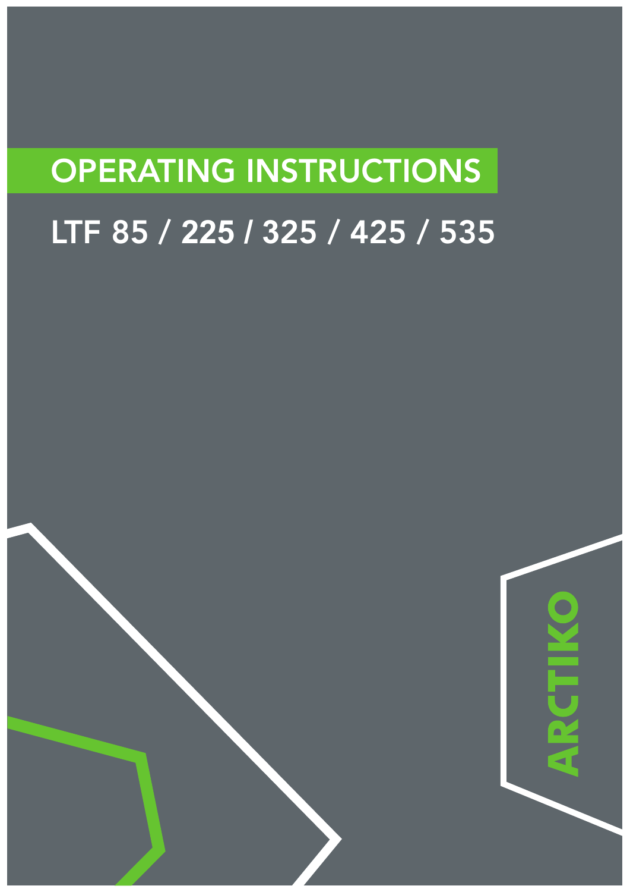# OPERATING INSTRUCTIONS

## LTF 85 / 225 / 325 / 425 / 535

ARCTIKO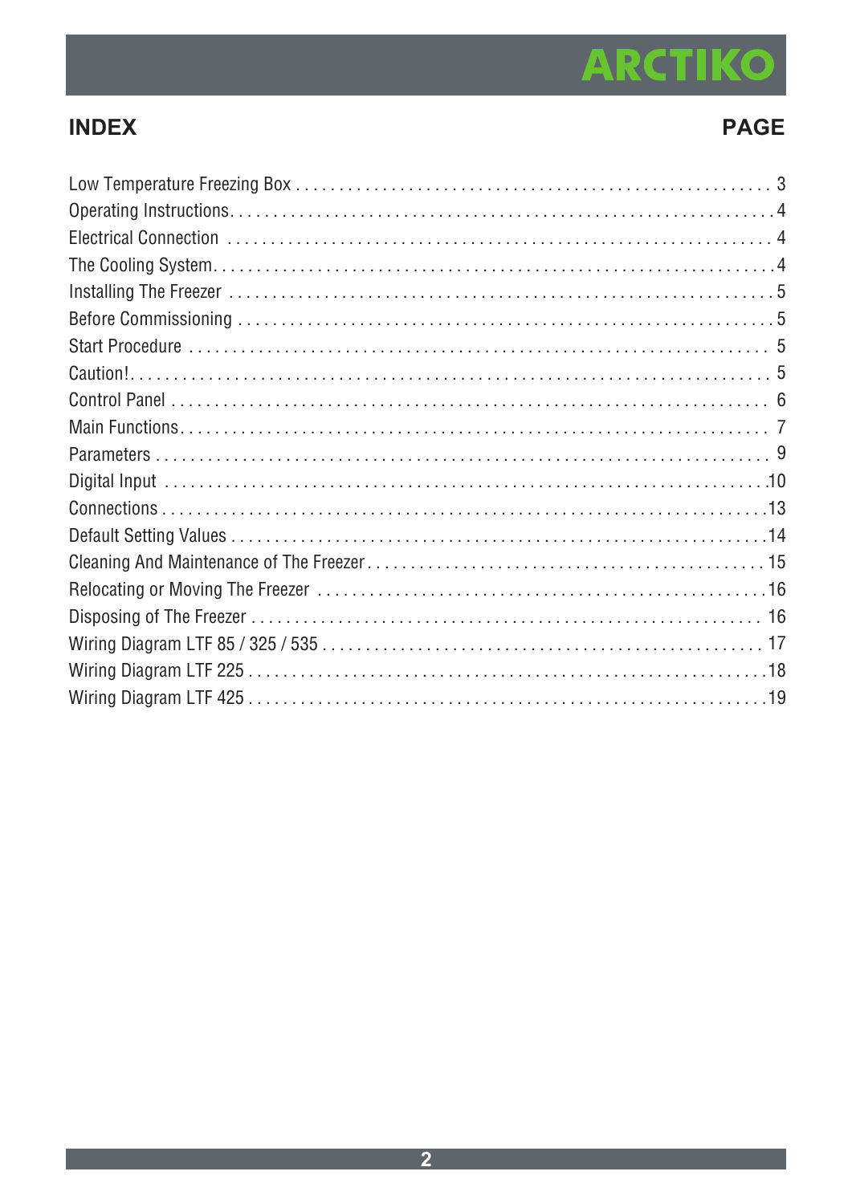## INDEX

| INDEX | PAGE |
| --- | --- |
| Low Temperature Freezing Box | 3 |
| Operating Instructions | 4 |
| Electrical Connection | 4 |
| The Cooling System | 4 |
| Installing The Freezer | 5 |
| Before Commissioning | 5 |
| Start Procedure | 5 |
| Caution! | 5 |
| Control Panel | 6 |
| Main Functions | 7 |
| Parameters | 9 |
| Digital Input | 10 |
| Connections | 13 |
| Default Setting Values | 14 |
| Cleaning And Maintenance of The Freezer | 15 |
| Relocating or Moving The Freezer | 16 |
| Disposing of The Freezer | 16 |
| Wiring Diagram LTF 85 / 325 / 535 | 17 |
| Wiring Diagram LTF 225 | 18 |
| Wiring Diagram LTF 425 | 19 |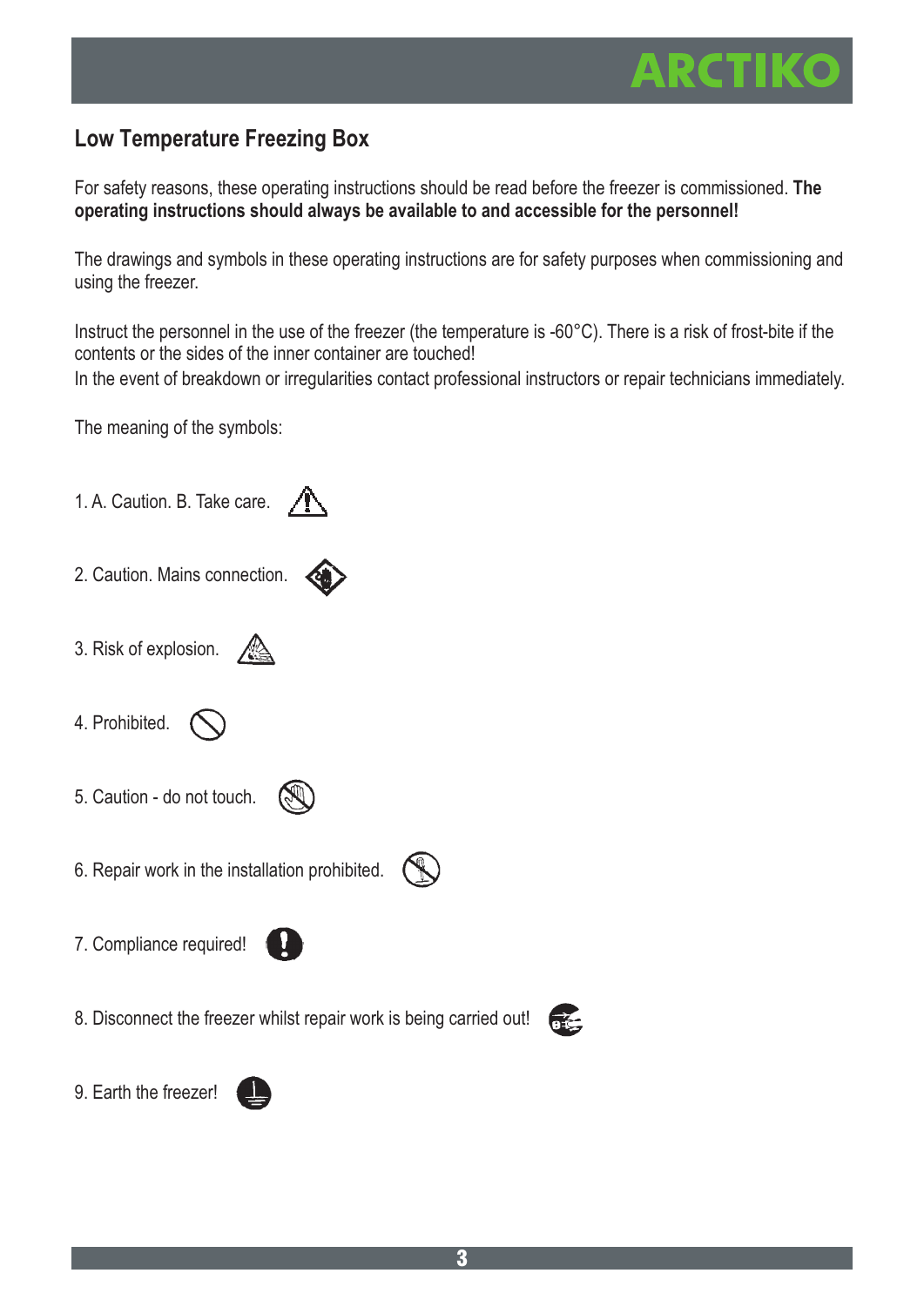## Low Temperature Freezing Box

For safety reasons, these operating instructions should be read before the freezer is commissioned. **The operating instructions should always be available to and accessible for the personnel!**

The drawings and symbols in these operating instructions are for safety purposes when commissioning and using the freezer.

Instruct the personnel in the use of the freezer (the temperature is -60°C). There is a risk of frost-bite if the contents or the sides of the inner container are touched!
In the event of breakdown or irregularities contact professional instructors or repair technicians immediately.

The meaning of the symbols:

1. A. Caution. B. Take care.
2. Caution. Mains connection.
3. Risk of explosion.
4. Prohibited.
5. Caution - do not touch.
6. Repair work in the installation prohibited.
7. Compliance required!
8. Disconnect the freezer whilst repair work is being carried out!
9. Earth the freezer!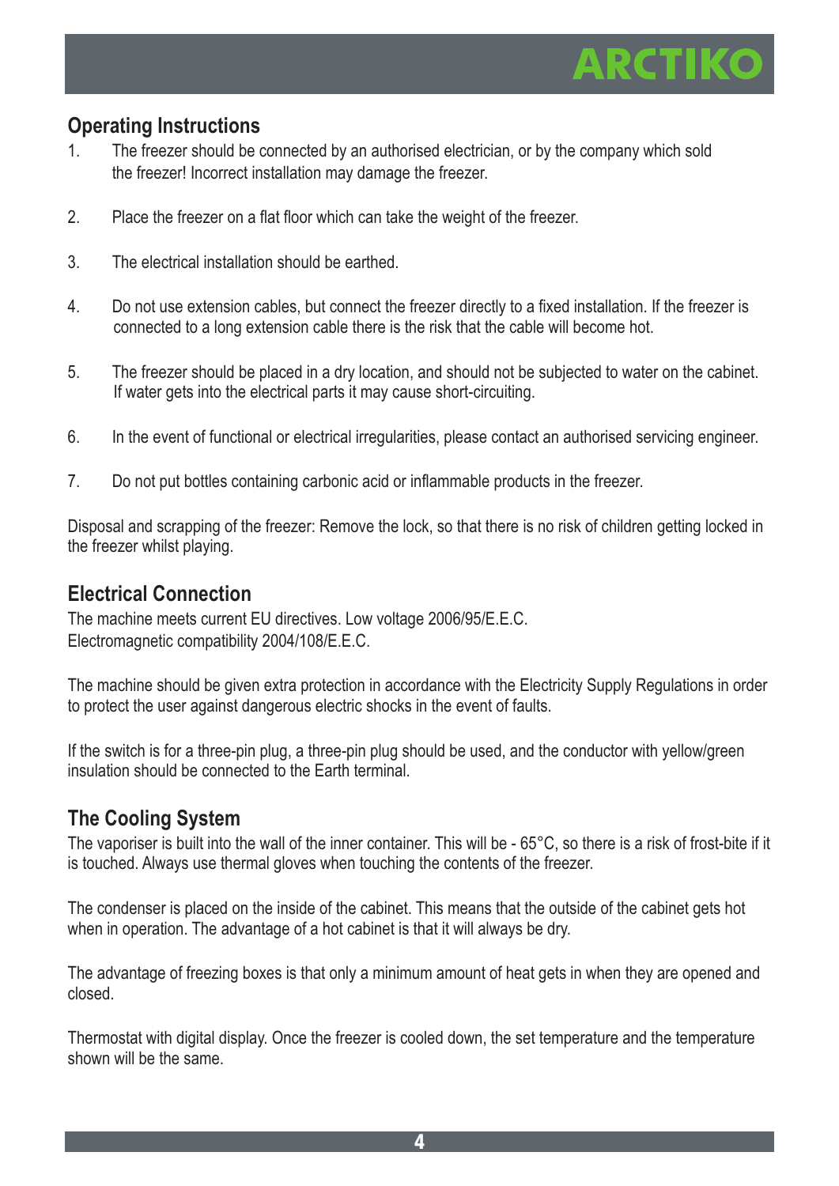## Operating Instructions

1. The freezer should be connected by an authorised electrician, or by the company which sold the freezer! Incorrect installation may damage the freezer.

2. Place the freezer on a flat floor which can take the weight of the freezer.

3. The electrical installation should be earthed.

4. Do not use extension cables, but connect the freezer directly to a fixed installation. If the freezer is connected to a long extension cable there is the risk that the cable will become hot.

5. The freezer should be placed in a dry location, and should not be subjected to water on the cabinet. If water gets into the electrical parts it may cause short-circuiting.

6. In the event of functional or electrical irregularities, please contact an authorised servicing engineer.

7. Do not put bottles containing carbonic acid or inflammable products in the freezer.

Disposal and scrapping of the freezer: Remove the lock, so that there is no risk of children getting locked in the freezer whilst playing.

## Electrical Connection

The machine meets current EU directives. Low voltage 2006/95/E.E.C.
Electromagnetic compatibility 2004/108/E.E.C.

The machine should be given extra protection in accordance with the Electricity Supply Regulations in order to protect the user against dangerous electric shocks in the event of faults.

If the switch is for a three-pin plug, a three-pin plug should be used, and the conductor with yellow/green insulation should be connected to the Earth terminal.

## The Cooling System

The vaporiser is built into the wall of the inner container. This will be - 65°C, so there is a risk of frost-bite if it is touched. Always use thermal gloves when touching the contents of the freezer.

The condenser is placed on the inside of the cabinet. This means that the outside of the cabinet gets hot when in operation. The advantage of a hot cabinet is that it will always be dry.

The advantage of freezing boxes is that only a minimum amount of heat gets in when they are opened and closed.

Thermostat with digital display. Once the freezer is cooled down, the set temperature and the temperature shown will be the same.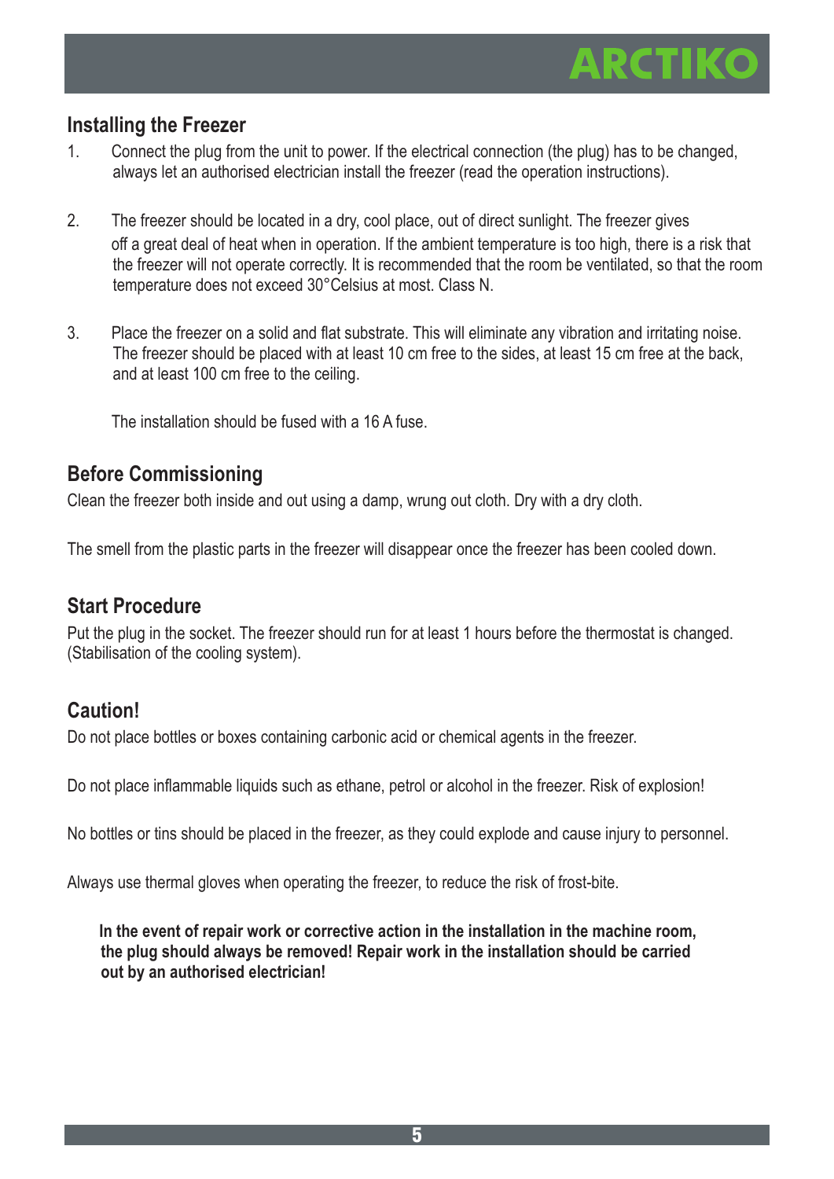## Installing the Freezer

1. Connect the plug from the unit to power. If the electrical connection (the plug) has to be changed, always let an authorised electrician install the freezer (read the operation instructions).

2. The freezer should be located in a dry, cool place, out of direct sunlight. The freezer gives off a great deal of heat when in operation. If the ambient temperature is too high, there is a risk that the freezer will not operate correctly. It is recommended that the room be ventilated, so that the room temperature does not exceed 30°Celsius at most. Class N.

3. Place the freezer on a solid and flat substrate. This will eliminate any vibration and irritating noise. The freezer should be placed with at least 10 cm free to the sides, at least 15 cm free at the back, and at least 100 cm free to the ceiling.

   The installation should be fused with a 16 A fuse.

## Before Commissioning

Clean the freezer both inside and out using a damp, wrung out cloth. Dry with a dry cloth.

The smell from the plastic parts in the freezer will disappear once the freezer has been cooled down.

## Start Procedure

Put the plug in the socket. The freezer should run for at least 1 hours before the thermostat is changed. (Stabilisation of the cooling system).

## Caution!

Do not place bottles or boxes containing carbonic acid or chemical agents in the freezer.

Do not place inflammable liquids such as ethane, petrol or alcohol in the freezer. Risk of explosion!

No bottles or tins should be placed in the freezer, as they could explode and cause injury to personnel.

Always use thermal gloves when operating the freezer, to reduce the risk of frost-bite.

**In the event of repair work or corrective action in the installation in the machine room, the plug should always be removed! Repair work in the installation should be carried out by an authorised electrician!**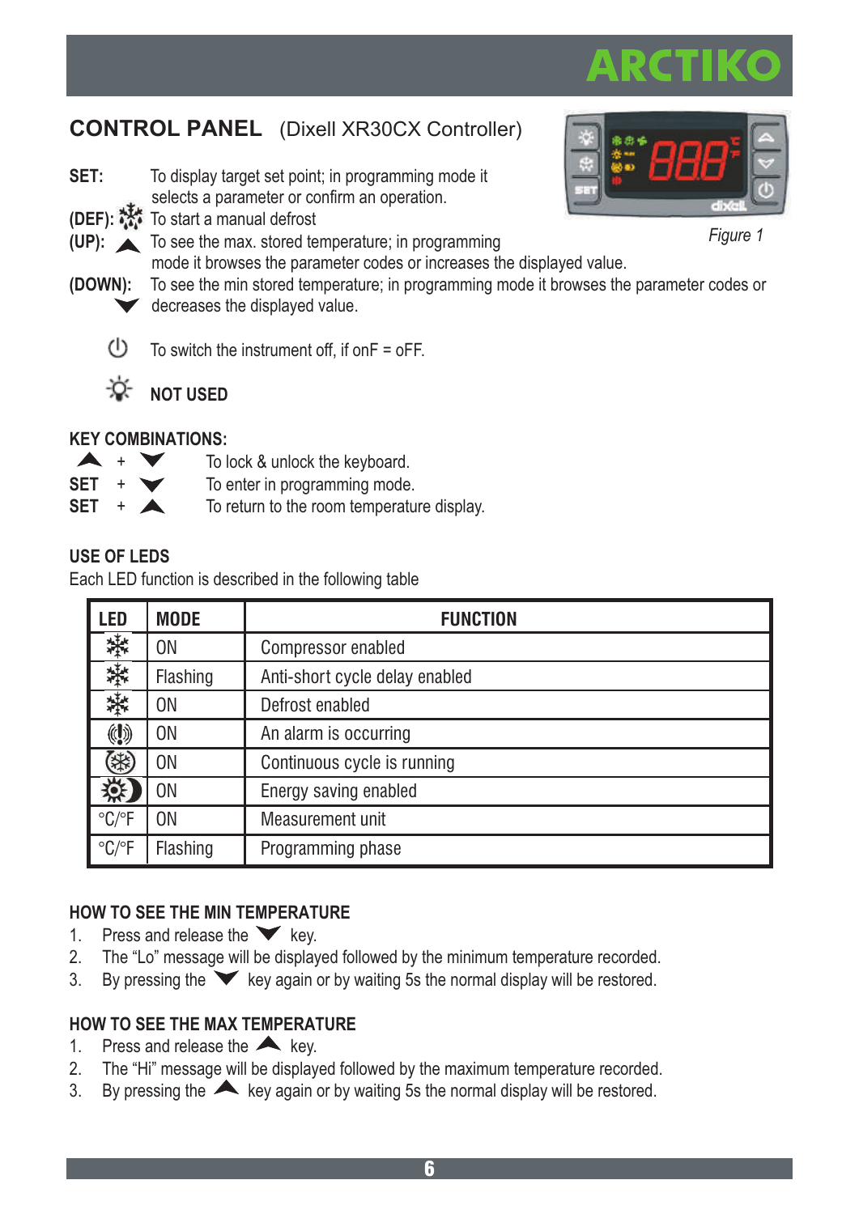## CONTROL PANEL (Dixell XR30CX Controller)

Figure 1

**SET:** To display target set point; in programming mode it selects a parameter or confirm an operation.

**(DEF):** To start a manual defrost

**(UP):** ▲ To see the max. stored temperature; in programming mode it browses the parameter codes or increases the displayed value.

**(DOWN):** ▼ To see the min stored temperature; in programming mode it browses the parameter codes or decreases the displayed value.

⏻ To switch the instrument off, if onF = oFF.

**NOT USED**

**KEY COMBINATIONS:**

| | |
|---|---|
| ▲ + ▼ | To lock & unlock the keyboard. |
| SET + ▼ | To enter in programming mode. |
| SET + ▲ | To return to the room temperature display. |

**USE OF LEDS**

Each LED function is described in the following table

| LED | MODE | FUNCTION |
|---|---|---|
| ❄ | ON | Compressor enabled |
| ❄ | Flashing | Anti-short cycle delay enabled |
| ❄ | ON | Defrost enabled |
| (!) | ON | An alarm is occurring |
| ❄ | ON | Continuous cycle is running |
| ☼☽ | ON | Energy saving enabled |
| °C/°F | ON | Measurement unit |
| °C/°F | Flashing | Programming phase |

**HOW TO SEE THE MIN TEMPERATURE**

1. Press and release the ▼ key.
2. The “Lo” message will be displayed followed by the minimum temperature recorded.
3. By pressing the ▼ key again or by waiting 5s the normal display will be restored.

**HOW TO SEE THE MAX TEMPERATURE**

1. Press and release the ▲ key.
2. The “Hi” message will be displayed followed by the maximum temperature recorded.
3. By pressing the ▲ key again or by waiting 5s the normal display will be restored.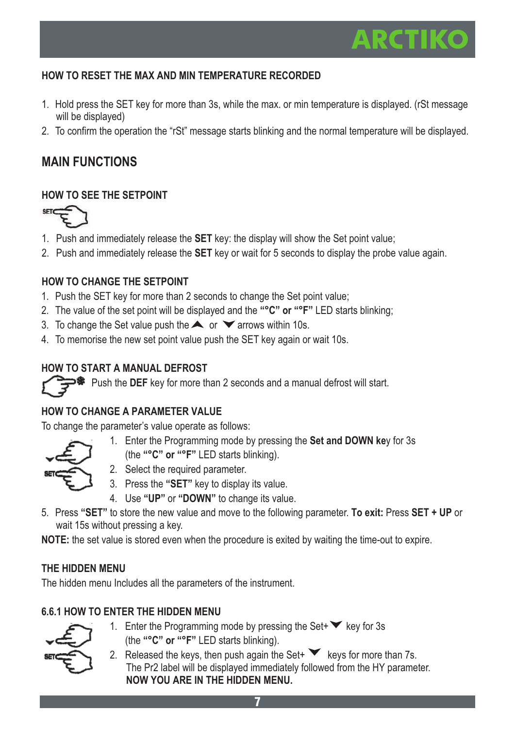## HOW TO RESET THE MAX AND MIN TEMPERATURE RECORDED

1. Hold press the SET key for more than 3s, while the max. or min temperature is displayed. (rSt message will be displayed)
2. To confirm the operation the “rSt” message starts blinking and the normal temperature will be displayed.

# MAIN FUNCTIONS

### HOW TO SEE THE SETPOINT

1. Push and immediately release the **SET** key: the display will show the Set point value;
2. Push and immediately release the **SET** key or wait for 5 seconds to display the probe value again.

### HOW TO CHANGE THE SETPOINT

1. Push the SET key for more than 2 seconds to change the Set point value;
2. The value of the set point will be displayed and the **“°C” or “°F”** LED starts blinking;
3. To change the Set value push the ▲ or ▼ arrows within 10s.
4. To memorise the new set point value push the SET key again or wait 10s.

### HOW TO START A MANUAL DEFROST

Push the **DEF** key for more than 2 seconds and a manual defrost will start.

### HOW TO CHANGE A PARAMETER VALUE

To change the parameter’s value operate as follows:

1. Enter the Programming mode by pressing the **Set and DOWN ke**y for 3s (the **“°C” or “°F”** LED starts blinking).
2. Select the required parameter.
3. Press the **“SET”** key to display its value.
4. Use **“UP”** or **“DOWN”** to change its value.
5. Press **“SET”** to store the new value and move to the following parameter. **To exit:** Press **SET + UP** or wait 15s without pressing a key.

**NOTE:** the set value is stored even when the procedure is exited by waiting the time-out to expire.

### THE HIDDEN MENU

The hidden menu Includes all the parameters of the instrument.

### 6.6.1 HOW TO ENTER THE HIDDEN MENU

1. Enter the Programming mode by pressing the Set+▼ key for 3s (the **“°C” or “°F”** LED starts blinking).
2. Released the keys, then push again the Set+ ▼ keys for more than 7s. The Pr2 label will be displayed immediately followed from the HY parameter. **NOW YOU ARE IN THE HIDDEN MENU.**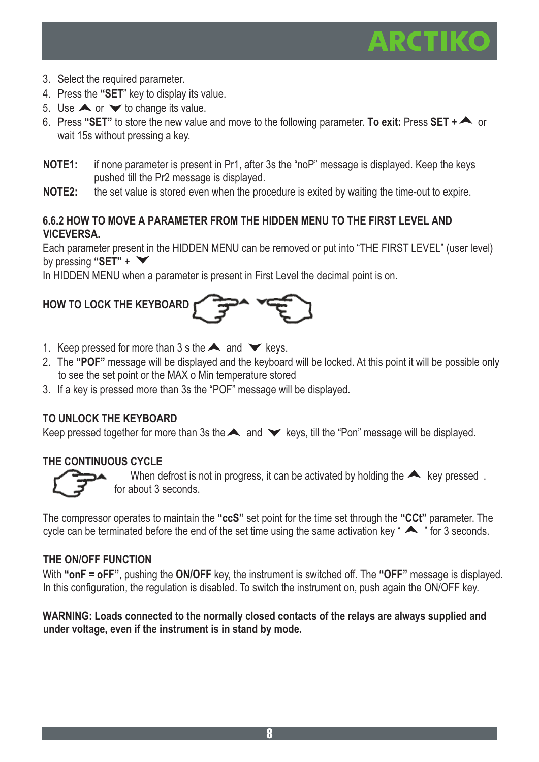3. Select the required parameter.
4. Press the **“SET**” key to display its value.
5. Use ▲ or ▼ to change its value.
6. Press **“SET”** to store the new value and move to the following parameter. **To exit:** Press **SET + ▲** or wait 15s without pressing a key.

**NOTE1:** if none parameter is present in Pr1, after 3s the “noP” message is displayed. Keep the keys pushed till the Pr2 message is displayed.

**NOTE2:** the set value is stored even when the procedure is exited by waiting the time-out to expire.

### 6.6.2 HOW TO MOVE A PARAMETER FROM THE HIDDEN MENU TO THE FIRST LEVEL AND VICEVERSA.

Each parameter present in the HIDDEN MENU can be removed or put into “THE FIRST LEVEL” (user level) by pressing **“SET”** + ▼

In HIDDEN MENU when a parameter is present in First Level the decimal point is on.

### HOW TO LOCK THE KEYBOARD

1. Keep pressed for more than 3 s the ▲ and ▼ keys.
2. The **“POF”** message will be displayed and the keyboard will be locked. At this point it will be possible only to see the set point or the MAX o Min temperature stored
3. If a key is pressed more than 3s the “POF” message will be displayed.

### TO UNLOCK THE KEYBOARD

Keep pressed together for more than 3s the ▲ and ▼ keys, till the “Pon” message will be displayed.

### THE CONTINUOUS CYCLE

When defrost is not in progress, it can be activated by holding the ▲ key pressed for about 3 seconds.

The compressor operates to maintain the **“ccS”** set point for the time set through the **“CCt”** parameter. The cycle can be terminated before the end of the set time using the same activation key “ ▲ ” for 3 seconds.

### THE ON/OFF FUNCTION

With **“onF = oFF”**, pushing the **ON/OFF** key, the instrument is switched off. The **“OFF”** message is displayed. In this configuration, the regulation is disabled. To switch the instrument on, push again the ON/OFF key.

**WARNING: Loads connected to the normally closed contacts of the relays are always supplied and under voltage, even if the instrument is in stand by mode.**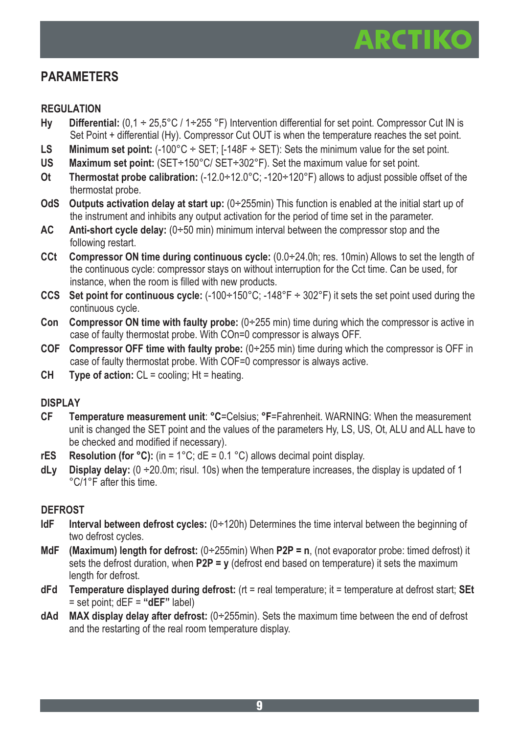## PARAMETERS

### REGULATION

**Hy** **Differential:** (0,1 ÷ 25,5°C / 1÷255 °F) Intervention differential for set point. Compressor Cut IN is Set Point + differential (Hy). Compressor Cut OUT is when the temperature reaches the set point.

**LS** **Minimum set point:** (-100°C ÷ SET; [-148F ÷ SET): Sets the minimum value for the set point.

**US** **Maximum set point:** (SET÷150°C/ SET÷302°F). Set the maximum value for set point.

**Ot** **Thermostat probe calibration:** (-12.0÷12.0°C; -120÷120°F) allows to adjust possible offset of the thermostat probe.

**OdS** **Outputs activation delay at start up:** (0÷255min) This function is enabled at the initial start up of the instrument and inhibits any output activation for the period of time set in the parameter.

**AC** **Anti-short cycle delay:** (0÷50 min) minimum interval between the compressor stop and the following restart.

**CCt** **Compressor ON time during continuous cycle:** (0.0÷24.0h; res. 10min) Allows to set the length of the continuous cycle: compressor stays on without interruption for the Cct time. Can be used, for instance, when the room is filled with new products.

**CCS** **Set point for continuous cycle:** (-100÷150°C; -148°F ÷ 302°F) it sets the set point used during the continuous cycle.

**Con** **Compressor ON time with faulty probe:** (0÷255 min) time during which the compressor is active in case of faulty thermostat probe. With COn=0 compressor is always OFF.

**COF** **Compressor OFF time with faulty probe:** (0÷255 min) time during which the compressor is OFF in case of faulty thermostat probe. With COF=0 compressor is always active.

**CH** **Type of action:** CL = cooling; Ht = heating.

### DISPLAY

**CF** **Temperature measurement unit**: **°C**=Celsius; **°F**=Fahrenheit. WARNING: When the measurement unit is changed the SET point and the values of the parameters Hy, LS, US, Ot, ALU and ALL have to be checked and modified if necessary).

**rES** **Resolution (for °C):** (in = 1°C; dE = 0.1 °C) allows decimal point display.

**dLy** **Display delay:** (0 ÷20.0m; risul. 10s) when the temperature increases, the display is updated of 1 °C/1°F after this time.

### DEFROST

**IdF** **Interval between defrost cycles:** (0÷120h) Determines the time interval between the beginning of two defrost cycles.

**MdF** **(Maximum) length for defrost:** (0÷255min) When **P2P = n**, (not evaporator probe: timed defrost) it sets the defrost duration, when **P2P = y** (defrost end based on temperature) it sets the maximum length for defrost.

**dFd** **Temperature displayed during defrost:** (rt = real temperature; it = temperature at defrost start; **SEt** = set point; dEF = **"dEF"** label)

**dAd** **MAX display delay after defrost:** (0÷255min). Sets the maximum time between the end of defrost and the restarting of the real room temperature display.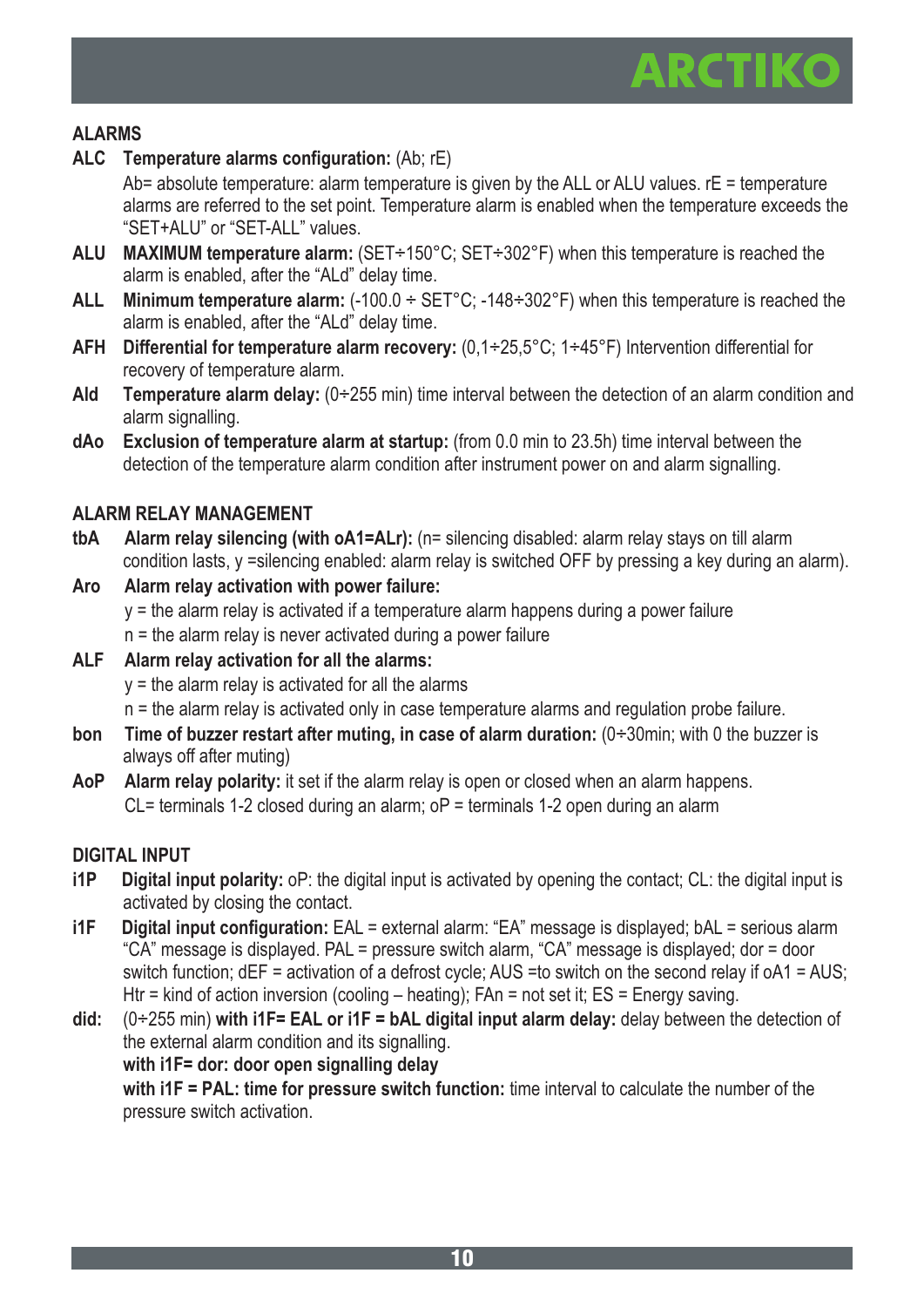## ALARMS

**ALC** **Temperature alarms configuration:** (Ab; rE)
Ab= absolute temperature: alarm temperature is given by the ALL or ALU values. rE = temperature alarms are referred to the set point. Temperature alarm is enabled when the temperature exceeds the "SET+ALU" or "SET-ALL" values.

**ALU** **MAXIMUM temperature alarm:** (SET÷150°C; SET÷302°F) when this temperature is reached the alarm is enabled, after the "ALd" delay time.

**ALL** **Minimum temperature alarm:** (-100.0 ÷ SET°C; -148÷302°F) when this temperature is reached the alarm is enabled, after the "ALd" delay time.

**AFH** **Differential for temperature alarm recovery:** (0,1÷25,5°C; 1÷45°F) Intervention differential for recovery of temperature alarm.

**Ald** **Temperature alarm delay:** (0÷255 min) time interval between the detection of an alarm condition and alarm signalling.

**dAo** **Exclusion of temperature alarm at startup:** (from 0.0 min to 23.5h) time interval between the detection of the temperature alarm condition after instrument power on and alarm signalling.

## ALARM RELAY MANAGEMENT

**tbA** **Alarm relay silencing (with oA1=ALr):** (n= silencing disabled: alarm relay stays on till alarm condition lasts, y =silencing enabled: alarm relay is switched OFF by pressing a key during an alarm).

**Aro** **Alarm relay activation with power failure:**
y = the alarm relay is activated if a temperature alarm happens during a power failure
n = the alarm relay is never activated during a power failure

**ALF** **Alarm relay activation for all the alarms:**
y = the alarm relay is activated for all the alarms
n = the alarm relay is activated only in case temperature alarms and regulation probe failure.

**bon** **Time of buzzer restart after muting, in case of alarm duration:** (0÷30min; with 0 the buzzer is always off after muting)

**AoP** **Alarm relay polarity:** it set if the alarm relay is open or closed when an alarm happens.
CL= terminals 1-2 closed during an alarm; oP = terminals 1-2 open during an alarm

## DIGITAL INPUT

**i1P** **Digital input polarity:** oP: the digital input is activated by opening the contact; CL: the digital input is activated by closing the contact.

**i1F** **Digital input configuration:** EAL = external alarm: "EA" message is displayed; bAL = serious alarm "CA" message is displayed. PAL = pressure switch alarm, "CA" message is displayed; dor = door switch function; dEF = activation of a defrost cycle; AUS =to switch on the second relay if oA1 = AUS; Htr = kind of action inversion (cooling – heating); FAn = not set it; ES = Energy saving.

**did:** (0÷255 min) **with i1F= EAL or i1F = bAL digital input alarm delay:** delay between the detection of the external alarm condition and its signalling.
**with i1F= dor: door open signalling delay**
**with i1F = PAL: time for pressure switch function:** time interval to calculate the number of the pressure switch activation.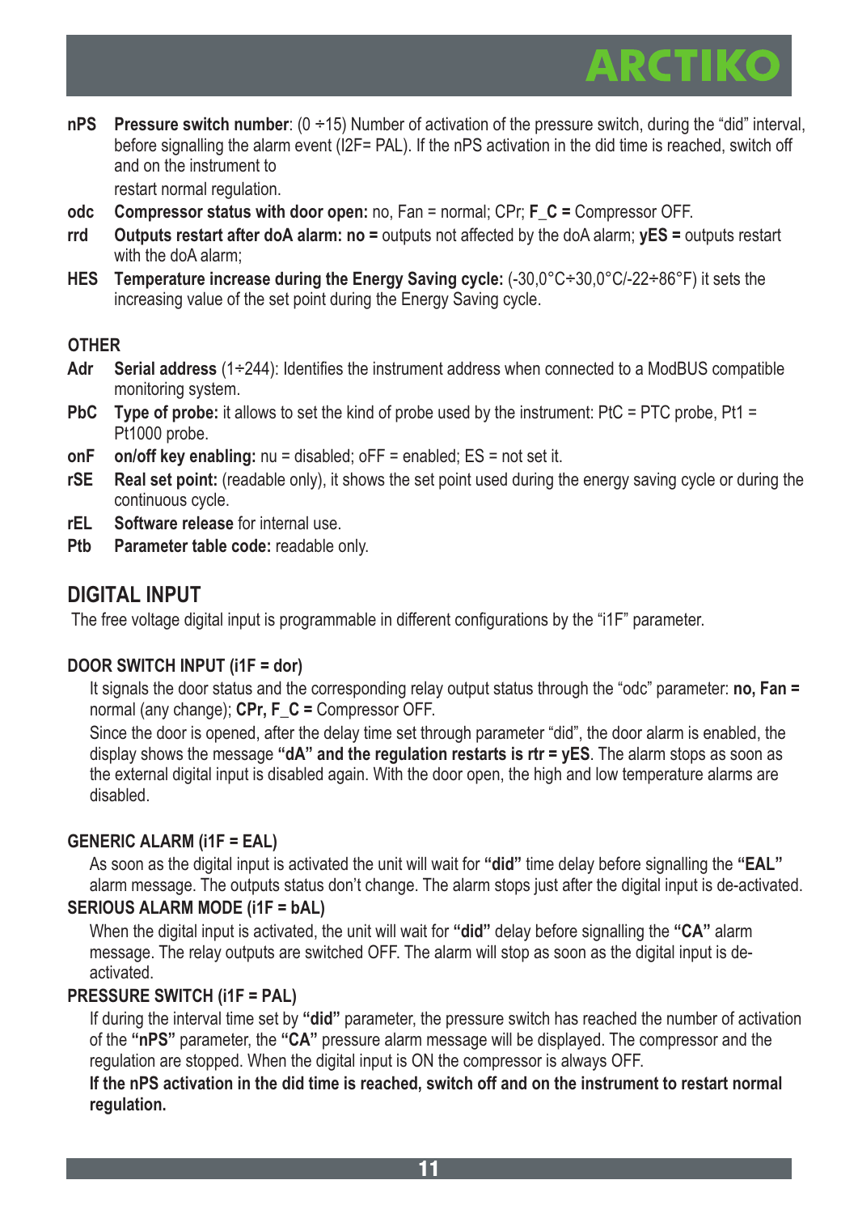**nPS** **Pressure switch number**: (0 ÷15) Number of activation of the pressure switch, during the "did" interval, before signalling the alarm event (I2F= PAL). If the nPS activation in the did time is reached, switch off and on the instrument to
restart normal regulation.

**odc** **Compressor status with door open:** no, Fan = normal; CPr; **F_C =** Compressor OFF.

**rrd** **Outputs restart after doA alarm: no =** outputs not affected by the doA alarm; **yES =** outputs restart with the doA alarm;

**HES** **Temperature increase during the Energy Saving cycle:** (-30,0°C÷30,0°C/-22÷86°F) it sets the increasing value of the set point during the Energy Saving cycle.

### OTHER

**Adr** **Serial address** (1÷244): Identifies the instrument address when connected to a ModBUS compatible monitoring system.

**PbC** **Type of probe:** it allows to set the kind of probe used by the instrument: PtC = PTC probe, Pt1 = Pt1000 probe.

**onF** **on/off key enabling:** nu = disabled; oFF = enabled; ES = not set it.

**rSE** **Real set point:** (readable only), it shows the set point used during the energy saving cycle or during the continuous cycle.

**rEL** **Software release** for internal use.

**Ptb** **Parameter table code:** readable only.

## DIGITAL INPUT

The free voltage digital input is programmable in different configurations by the "i1F" parameter.

### DOOR SWITCH INPUT (i1F = dor)

It signals the door status and the corresponding relay output status through the "odc" parameter: **no, Fan =** normal (any change); **CPr, F_C =** Compressor OFF.

Since the door is opened, after the delay time set through parameter "did", the door alarm is enabled, the display shows the message **"dA" and the regulation restarts is rtr = yES**. The alarm stops as soon as the external digital input is disabled again. With the door open, the high and low temperature alarms are disabled.

### GENERIC ALARM (i1F = EAL)

As soon as the digital input is activated the unit will wait for **"did"** time delay before signalling the **"EAL"** alarm message. The outputs status don't change. The alarm stops just after the digital input is de-activated.

### SERIOUS ALARM MODE (i1F = bAL)

When the digital input is activated, the unit will wait for **"did"** delay before signalling the **"CA"** alarm message. The relay outputs are switched OFF. The alarm will stop as soon as the digital input is de-activated.

### PRESSURE SWITCH (i1F = PAL)

If during the interval time set by **"did"** parameter, the pressure switch has reached the number of activation of the **"nPS"** parameter, the **"CA"** pressure alarm message will be displayed. The compressor and the regulation are stopped. When the digital input is ON the compressor is always OFF.

**If the nPS activation in the did time is reached, switch off and on the instrument to restart normal regulation.**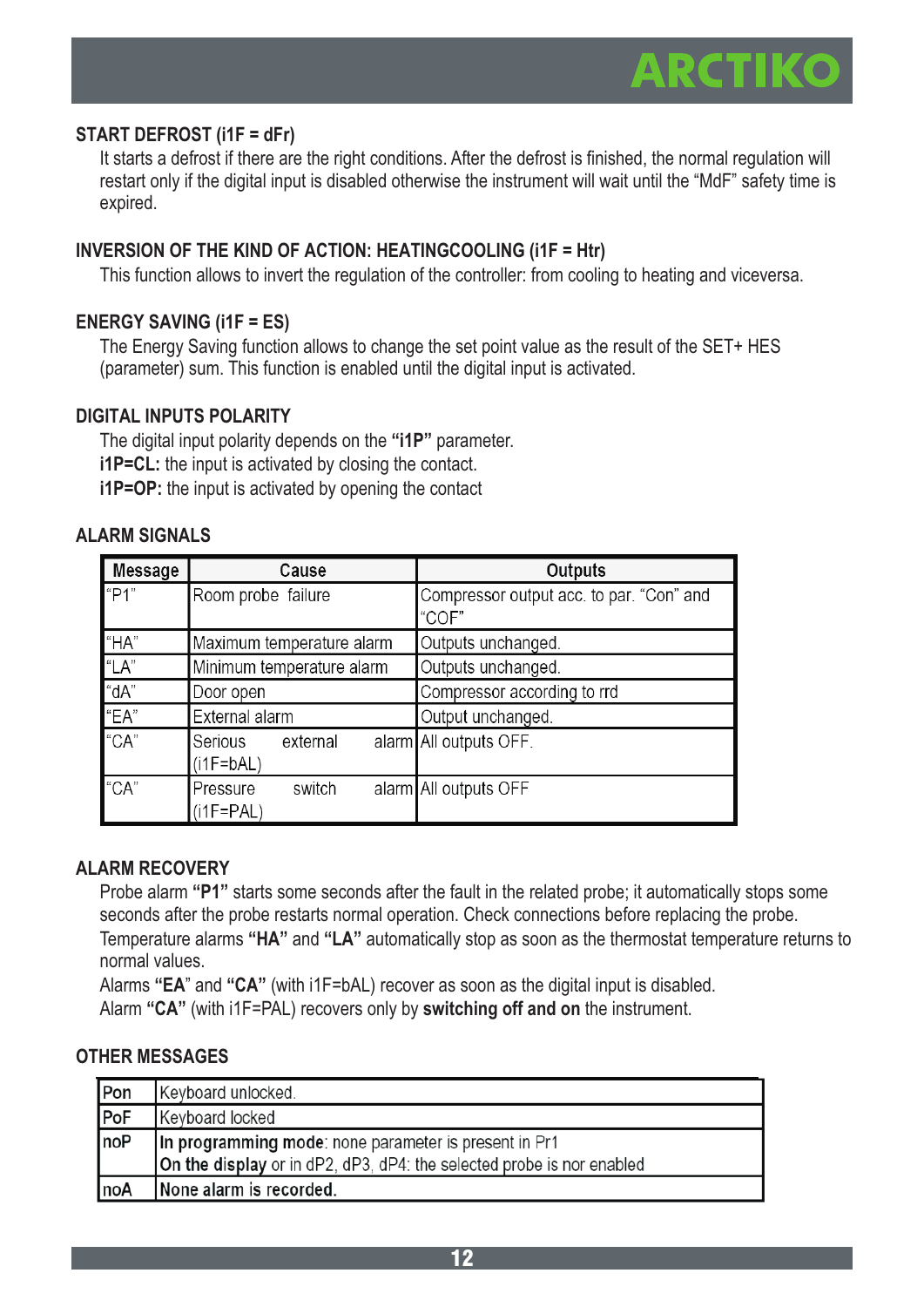### START DEFROST (i1F = dFr)

It starts a defrost if there are the right conditions. After the defrost is finished, the normal regulation will restart only if the digital input is disabled otherwise the instrument will wait until the "MdF" safety time is expired.

### INVERSION OF THE KIND OF ACTION: HEATINGCOOLING (i1F = Htr)

This function allows to invert the regulation of the controller: from cooling to heating and viceversa.

### ENERGY SAVING (i1F = ES)

The Energy Saving function allows to change the set point value as the result of the SET+ HES (parameter) sum. This function is enabled until the digital input is activated.

### DIGITAL INPUTS POLARITY

The digital input polarity depends on the **"i1P"** parameter.
**i1P=CL:** the input is activated by closing the contact.
**i1P=OP:** the input is activated by opening the contact

### ALARM SIGNALS

| Message | Cause | Outputs |
|---|---|---|
| "P1" | Room probe failure | Compressor output acc. to par. "Con" and "COF" |
| "HA" | Maximum temperature alarm | Outputs unchanged. |
| "LA" | Minimum temperature alarm | Outputs unchanged. |
| "dA" | Door open | Compressor according to rrd |
| "EA" | External alarm | Output unchanged. |
| "CA" | Serious external alarm (i1F=bAL) | All outputs OFF. |
| "CA" | Pressure switch alarm (i1F=PAL) | All outputs OFF |

### ALARM RECOVERY

Probe alarm **"P1"** starts some seconds after the fault in the related probe; it automatically stops some seconds after the probe restarts normal operation. Check connections before replacing the probe.
Temperature alarms **"HA"** and **"LA"** automatically stop as soon as the thermostat temperature returns to normal values.
Alarms **"EA"** and **"CA"** (with i1F=bAL) recover as soon as the digital input is disabled.
Alarm **"CA"** (with i1F=PAL) recovers only by **switching off and on** the instrument.

### OTHER MESSAGES

| | |
|---|---|
| Pon | Keyboard unlocked. |
| PoF | Keyboard locked |
| noP | **In programming mode**: none parameter is present in Pr1<br>**On the display** or in dP2, dP3, dP4: the selected probe is nor enabled |
| noA | **None alarm is recorded.** |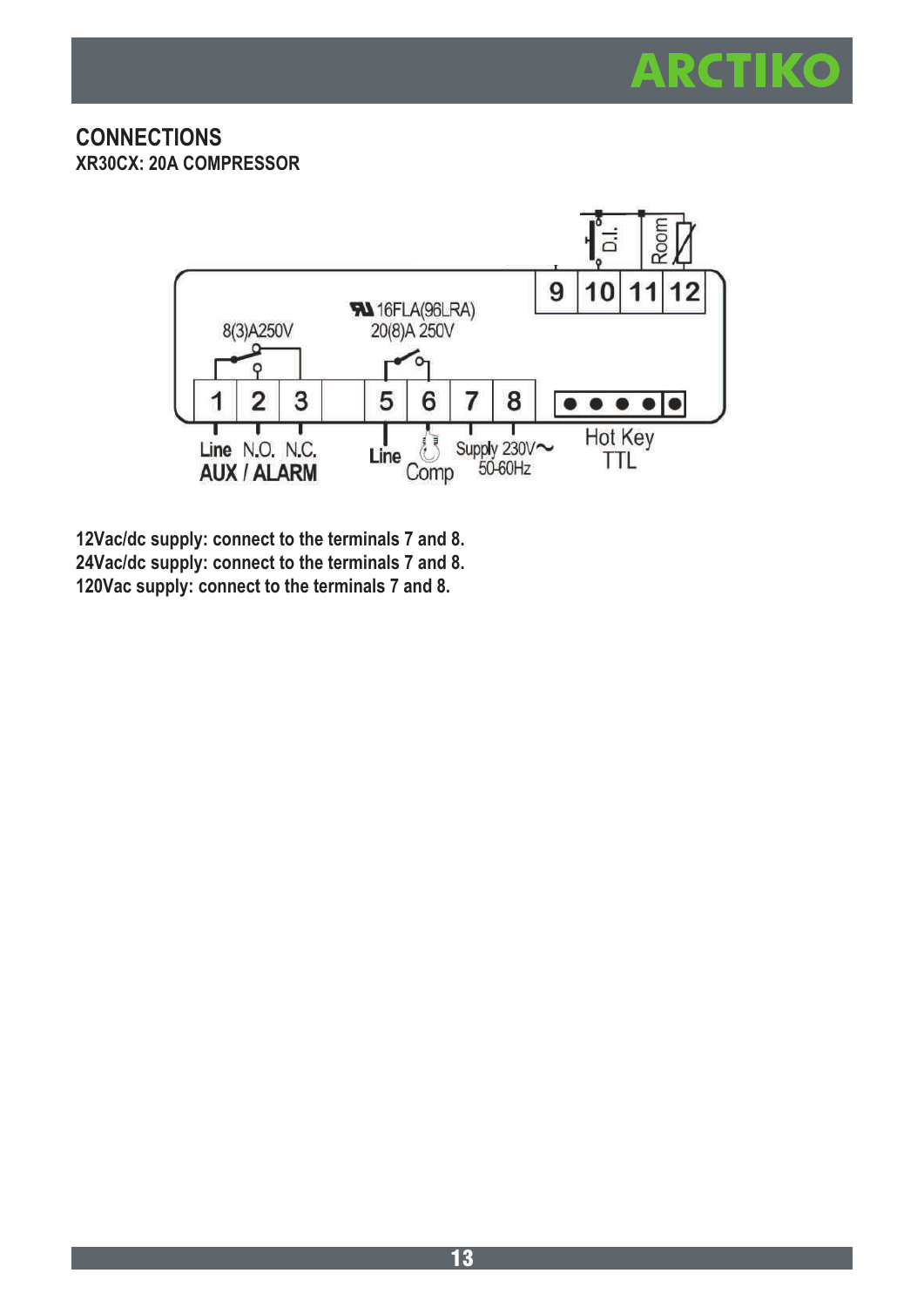## CONNECTIONS

**XR30CX: 20A COMPRESSOR**

12Vac/dc supply: connect to the terminals 7 and 8.
24Vac/dc supply: connect to the terminals 7 and 8.
120Vac supply: connect to the terminals 7 and 8.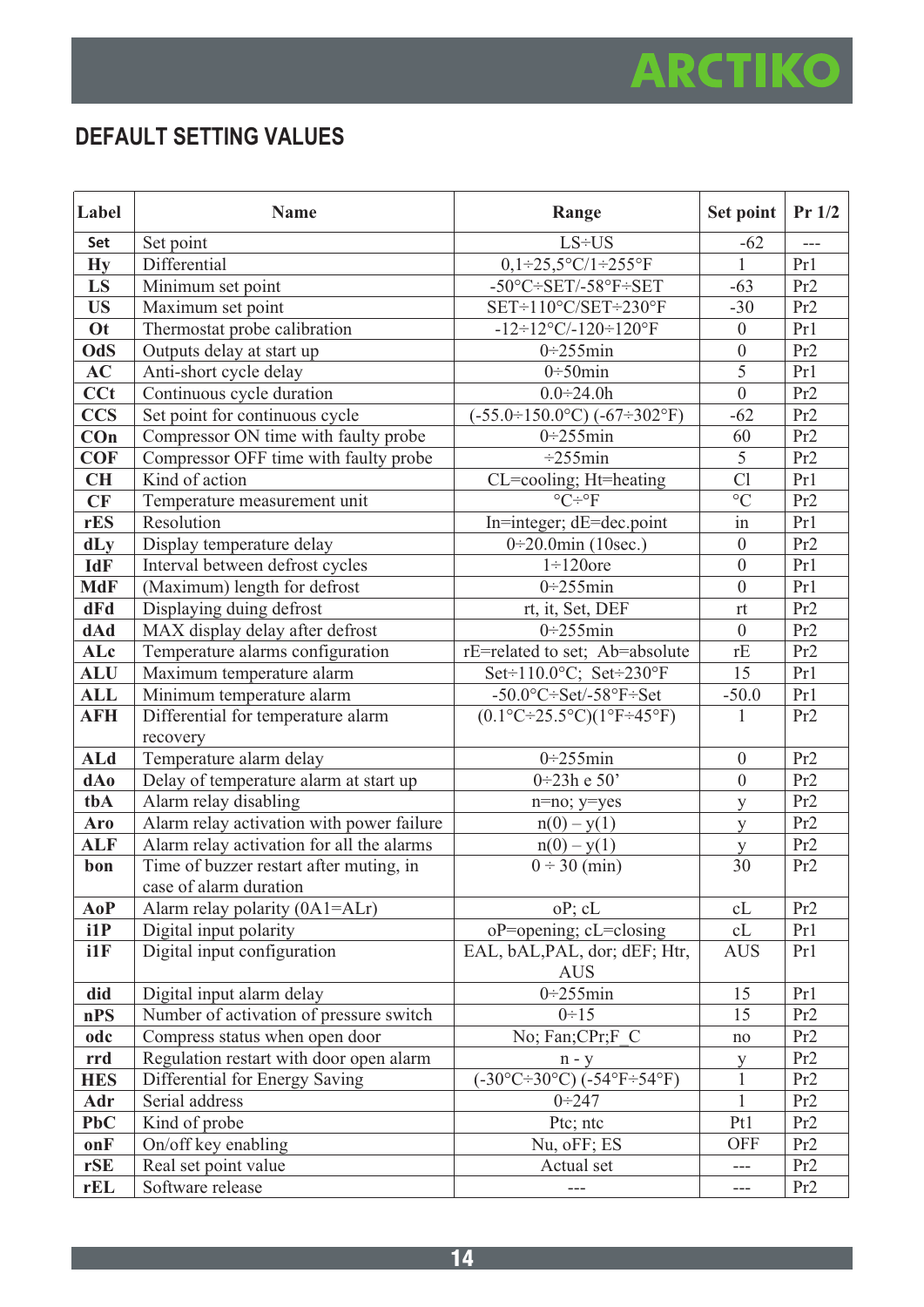## DEFAULT SETTING VALUES

| Label | Name | Range | Set point | Pr 1/2 |
|---|---|---|---|---|
| Set | Set point | LS÷US | -62 | --- |
| Hy | Differential | 0,1÷25,5°C/1÷255°F | 1 | Pr1 |
| LS | Minimum set point | -50°C÷SET/-58°F÷SET | -63 | Pr2 |
| US | Maximum set point | SET÷110°C/SET÷230°F | -30 | Pr2 |
| Ot | Thermostat probe calibration | -12÷12°C/-120÷120°F | 0 | Pr1 |
| OdS | Outputs delay at start up | 0÷255min | 0 | Pr2 |
| AC | Anti-short cycle delay | 0÷50min | 5 | Pr1 |
| CCt | Continuous cycle duration | 0.0÷24.0h | 0 | Pr2 |
| CCS | Set point for continuous cycle | (-55.0÷150.0°C) (-67÷302°F) | -62 | Pr2 |
| COn | Compressor ON time with faulty probe | 0÷255min | 60 | Pr2 |
| COF | Compressor OFF time with faulty probe | ÷255min | 5 | Pr2 |
| CH | Kind of action | CL=cooling; Ht=heating | Cl | Pr1 |
| CF | Temperature measurement unit | °C÷°F | °C | Pr2 |
| rES | Resolution | In=integer; dE=dec.point | in | Pr1 |
| dLy | Display temperature delay | 0÷20.0min (10sec.) | 0 | Pr2 |
| IdF | Interval between defrost cycles | 1÷120ore | 0 | Pr1 |
| MdF | (Maximum) length for defrost | 0÷255min | 0 | Pr1 |
| dFd | Displaying duing defrost | rt, it, Set, DEF | rt | Pr2 |
| dAd | MAX display delay after defrost | 0÷255min | 0 | Pr2 |
| ALc | Temperature alarms configuration | rE=related to set; Ab=absolute | rE | Pr2 |
| ALU | Maximum temperature alarm | Set÷110.0°C; Set÷230°F | 15 | Pr1 |
| ALL | Minimum temperature alarm | -50.0°C÷Set/-58°F÷Set | -50.0 | Pr1 |
| AFH | Differential for temperature alarm recovery | (0.1°C÷25.5°C)(1°F÷45°F) | 1 | Pr2 |
| ALd | Temperature alarm delay | 0÷255min | 0 | Pr2 |
| dAo | Delay of temperature alarm at start up | 0÷23h e 50' | 0 | Pr2 |
| tbA | Alarm relay disabling | n=no; y=yes | y | Pr2 |
| Aro | Alarm relay activation with power failure | n(0) – y(1) | y | Pr2 |
| ALF | Alarm relay activation for all the alarms | n(0) – y(1) | y | Pr2 |
| bon | Time of buzzer restart after muting, in case of alarm duration | 0 ÷ 30 (min) | 30 | Pr2 |
| AoP | Alarm relay polarity (0A1=ALr) | oP; cL | cL | Pr2 |
| i1P | Digital input polarity | oP=opening; cL=closing | cL | Pr1 |
| i1F | Digital input configuration | EAL, bAL,PAL, dor; dEF; Htr, AUS | AUS | Pr1 |
| did | Digital input alarm delay | 0÷255min | 15 | Pr1 |
| nPS | Number of activation of pressure switch | 0÷15 | 15 | Pr2 |
| odc | Compress status when open door | No; Fan;CPr;F_C | no | Pr2 |
| rrd | Regulation restart with door open alarm | n - y | y | Pr2 |
| HES | Differential for Energy Saving | (-30°C÷30°C) (-54°F÷54°F) | 1 | Pr2 |
| Adr | Serial address | 0÷247 | 1 | Pr2 |
| PbC | Kind of probe | Ptc; ntc | Pt1 | Pr2 |
| onF | On/off key enabling | Nu, oFF; ES | OFF | Pr2 |
| rSE | Real set point value | Actual set | --- | Pr2 |
| rEL | Software release | --- | --- | Pr2 |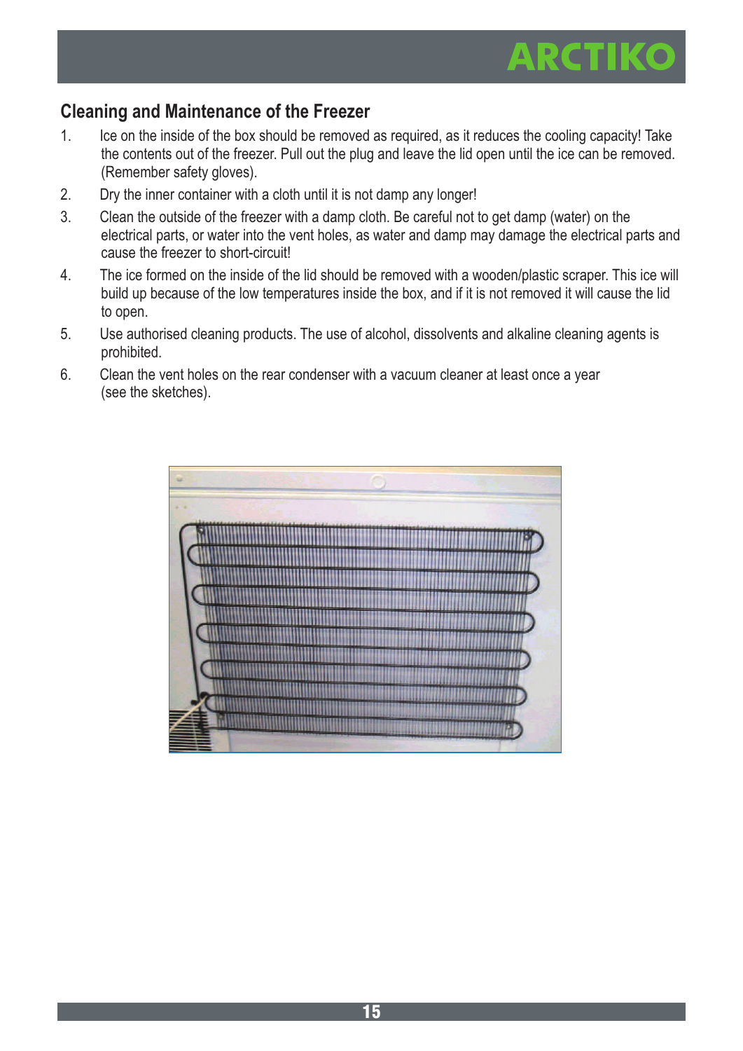## Cleaning and Maintenance of the Freezer

1. Ice on the inside of the box should be removed as required, as it reduces the cooling capacity! Take the contents out of the freezer. Pull out the plug and leave the lid open until the ice can be removed. (Remember safety gloves).
2. Dry the inner container with a cloth until it is not damp any longer!
3. Clean the outside of the freezer with a damp cloth. Be careful not to get damp (water) on the electrical parts, or water into the vent holes, as water and damp may damage the electrical parts and cause the freezer to short-circuit!
4. The ice formed on the inside of the lid should be removed with a wooden/plastic scraper. This ice will build up because of the low temperatures inside the box, and if it is not removed it will cause the lid to open.
5. Use authorised cleaning products. The use of alcohol, dissolvents and alkaline cleaning agents is prohibited.
6. Clean the vent holes on the rear condenser with a vacuum cleaner at least once a year (see the sketches).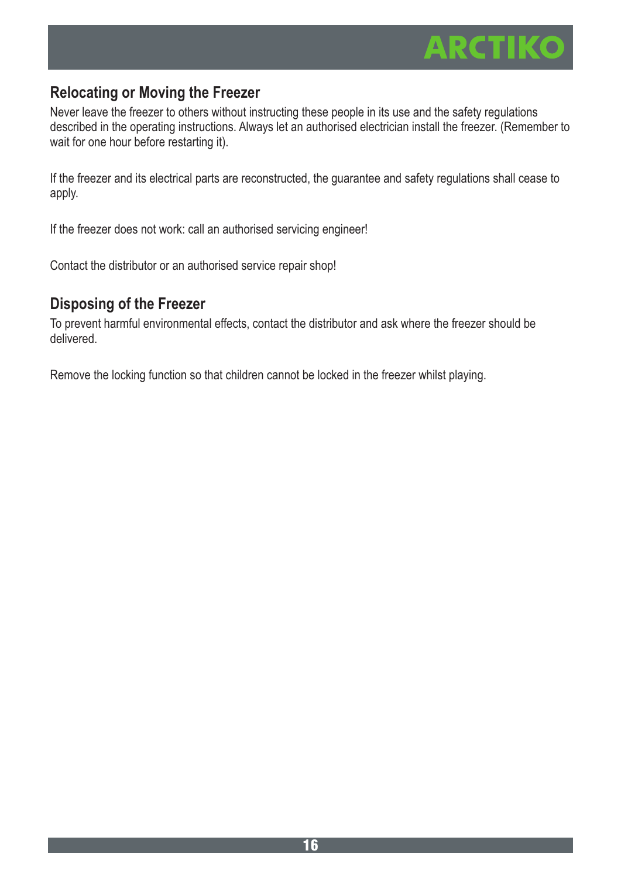## Relocating or Moving the Freezer

Never leave the freezer to others without instructing these people in its use and the safety regulations described in the operating instructions. Always let an authorised electrician install the freezer. (Remember to wait for one hour before restarting it).

If the freezer and its electrical parts are reconstructed, the guarantee and safety regulations shall cease to apply.

If the freezer does not work: call an authorised servicing engineer!

Contact the distributor or an authorised service repair shop!

## Disposing of the Freezer

To prevent harmful environmental effects, contact the distributor and ask where the freezer should be delivered.

Remove the locking function so that children cannot be locked in the freezer whilst playing.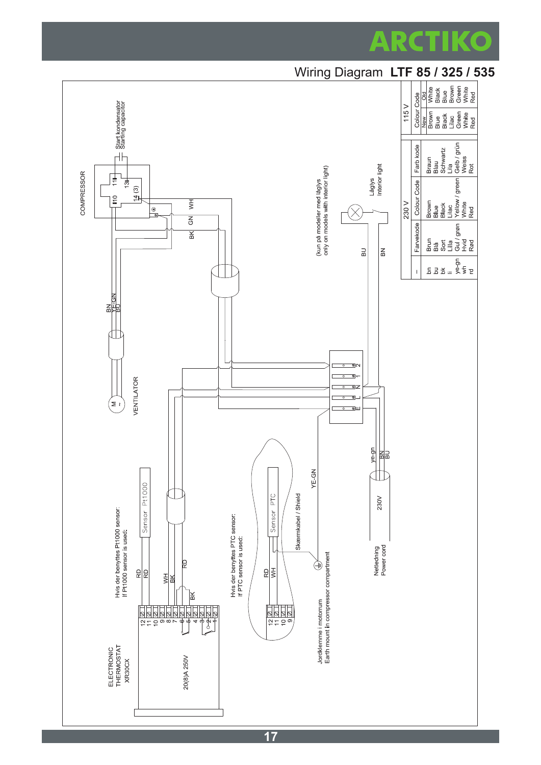# Wiring Diagram **LTF 85 / 325 / 535**

COMPRESSOR

Start kondensator
Starting capacitor

10 11 13 14 (3)

WH GN BK

BN YE-GN BU

VENTILATOR

(kun på modeller med låglys
only on models with interior light)

Låglys
Interior light

BU BN

2 1 N L E

ye-gn BN BU

230V

Netledning
Power cord

ELECTRONIC THERMOSTAT XR30CX

20(8)A 250V

12 11 10 9 8 7 6 5 4 3 2 1

Hvis der benyttes Pt1000 sensor:
If Pt1000 sensor is used:

Sensor Pt1000

RD RD

WH BK RD BK

Hvis der benyttes PTC sensor:
If PTC sensor is used:

Sensor PTC

RD WH

12 11 10 9

Skærmkabel / Shield

YE-GN

Jordklemme i motorrum
Earth mount in compressor compartment

| | 230 V | | | 115 V | |
|---|---|---|---|---|---|
| I | Farvekode | Colour Code | Farb kode | Colour Code New | Colour Code Old |
| bn | Brun | Brown | Braun | Brown | White |
| bu | Blå | Blue | Blau | Blue | Black |
| bk | Sort | Black | Schwartz | Black | Blue |
| li | Lilla | Lilac | Lila | Lilac | Brown |
| ye-gn | Gul / grøn | Yellow / green | Gelb / grün | Green | Green |
| wh | Hvid | White | Weiss | White | White |
| rd | Rød | Red | Rot | Red | Red |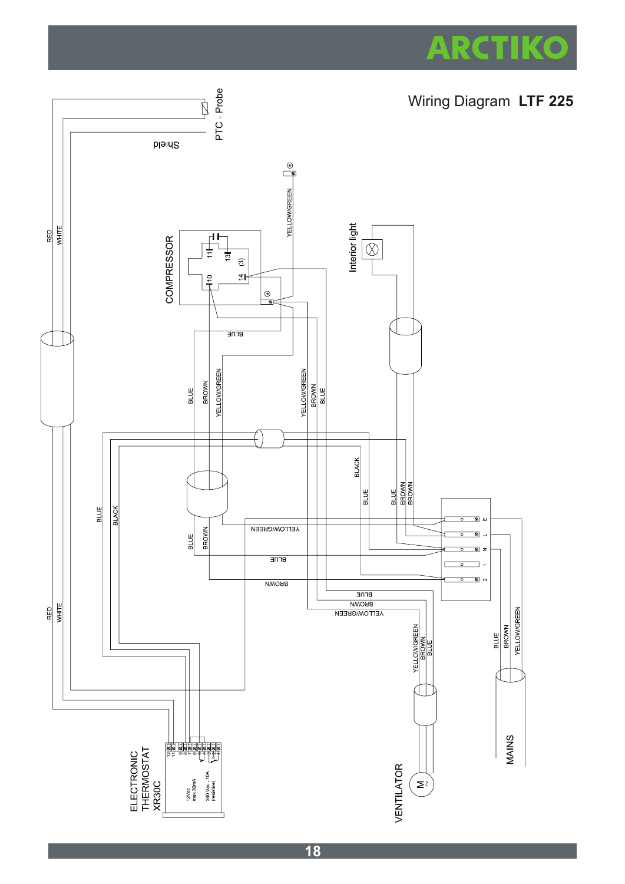# Wiring Diagram **LTF 225**

PTC - Probe

Shield

RED

WHITE

COMPRESSOR

10

11

13

14

(3)

YELLOW/GREEN

Interior light

BLUE

BLUE

BROWN

YELLOW/GREEN

YELLOW/GREEN

BROWN

BLUE

BLUE

BLACK

BLACK

BLUE

BLUE

BROWN

BROWN

YELLOW/GREEN

BLUE

BROWN

BLUE

BROWN

BLUE

BROWN

YELLOW/GREEN

E

L

N

1

2

RED

WHITE

YELLOW/GREEN

BROWN

BLUE

BLUE

BROWN

YELLOW/GREEN

ELECTRONIC THERMOSTAT XR30C

12Vdc max 30mA

240 Vac - 10A (resistive)

12 11 9 8 7 6 5 4 3 2 1

VENTILATOR

M ~

MAINS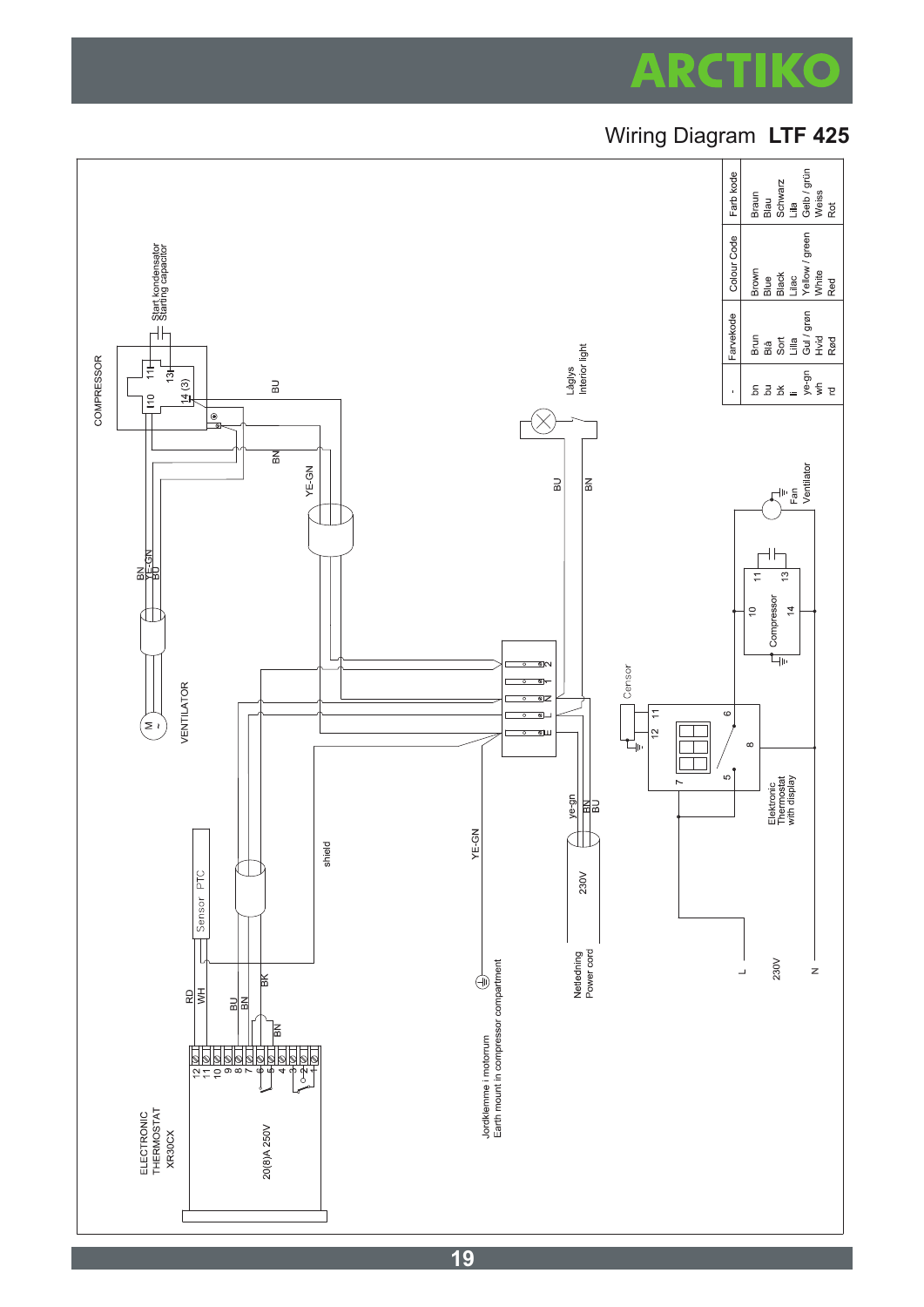# Wiring Diagram **LTF 425**

| - | Farvekode | Colour Code | Farb kode |
|---|---|---|---|
| bn | Brun | Brown | Braun |
| bu | Blå | Blue | Blau |
| bk | Sort | Black | Schwarz |
| ll | Lilla | Lilac | Lila |
| ye-gn | Gul / grøn | Yellow / green | Gelb / grün |
| wh | Hvid | White | Weiss |
| rd | Rød | Red | Rot |

COMPRESSOR

Start kondensator
Starting capacitor

VENTILATOR

Låglys
Interior light

ELECTRONIC THERMOSTAT XR30CX

20(8)A 250V

Sensor PTC

Jordklemme i motorum
Earth mount in compressor compartment

Netledning
Power cord

230V

Censor

Elektronic Thermostat with display

Compressor

Fan
Ventilator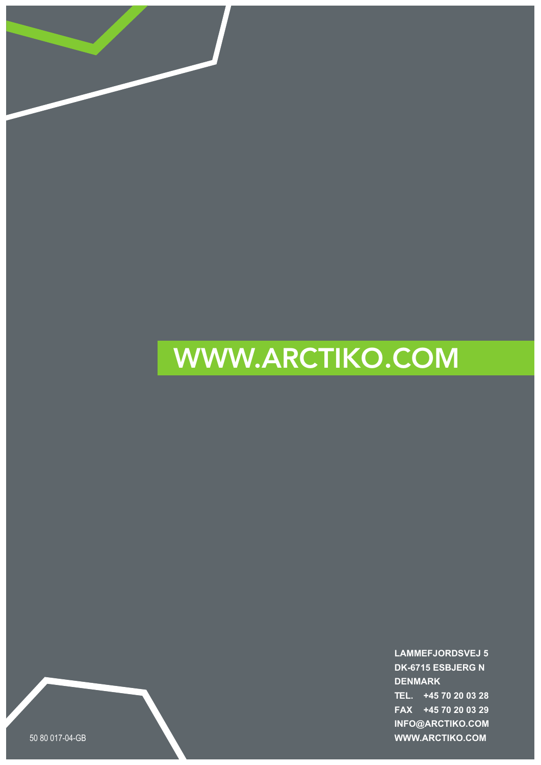# WWW.ARCTIKO.COM

LAMMEFJORDSVEJ 5
DK-6715 ESBJERG N
DENMARK
TEL. +45 70 20 03 28
FAX +45 70 20 03 29
INFO@ARCTIKO.COM
WWW.ARCTIKO.COM

50 80 017-04-GB